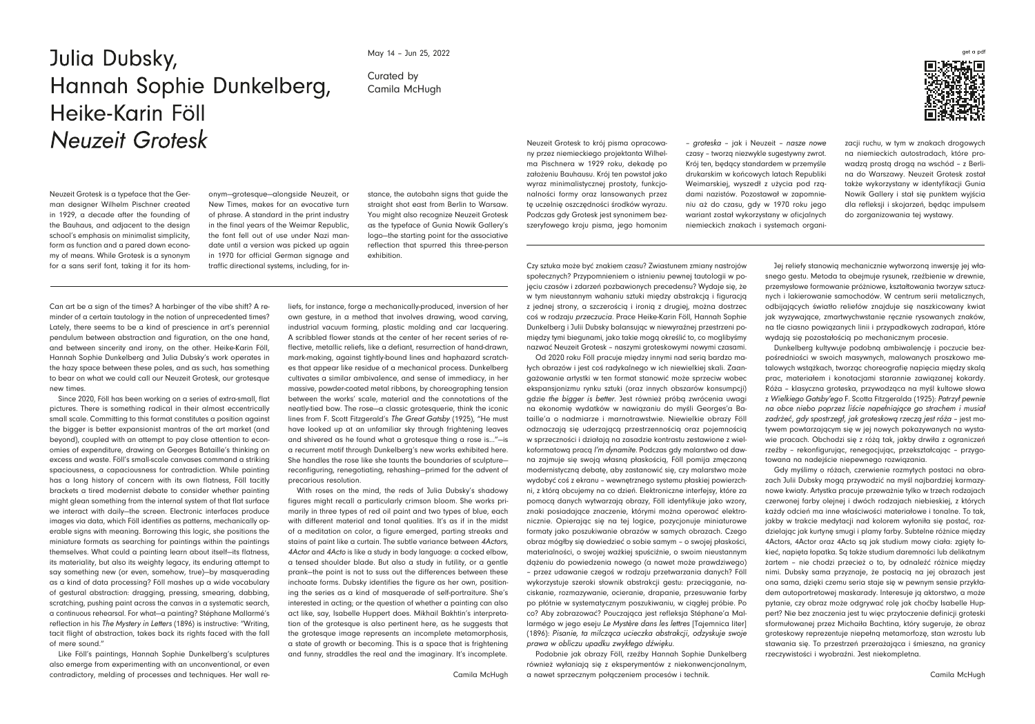# Julia Dubsky, Hannah Sophie Dunkelberg, Heike-Karin Föll *Neuzeit Grotesk*

May 14 – Jun 25, 2022

Curated by Camila McHugh

get a pdf

Neuzeit Grotesk is a typeface that the German designer Wilhelm Pischner created in 1929, a decade after the founding of the Bauhaus, and adjacent to the design school's emphasis on minimalist simplicity, form as function and a pared down economy of means. While Grotesk is a synonym for a sans serif font, taking it for its homonym—grotesque—alongside Neuzeit, or New Times, makes for an evocative turn of phrase. A standard in the print industry in the final years of the Weimar Republic, the font fell out of use under Nazi mandate until a version was picked up again in 1970 for official German signage and traffic directional systems, including, for instance, the autobahn signs that guide the straight shot east from Berlin to Warsaw. You might also recognize Neuzeit Grotesk as the typeface of Gunia Nowik Gallery's logo—the starting point for the associative reflection that spurred this three-person exhibition.

Can art be a sign of the times? A harbinger of the vibe shift? A reminder of a certain tautology in the notion of unprecedented times? Lately, there seems to be a kind of prescience in art's perennial pendulum between abstraction and figuration, on the one hand, and between sincerity and irony, on the other. Heike-Karin Föll, Hannah Sophie Dunkelberg and Julia Dubsky's work operates in the hazy space between these poles, and as such, has something to bear on what we could call our Neuzeit Grotesk, our grotesque new times.

Since 2020, Föll has been working on a series of extra-small, flat pictures. There is something radical in their almost eccentrically small scale. Committing to this format constitutes a position against the bigger is better expansionist mantras of the art market (and beyond), coupled with an attempt to pay close attention to economies of expenditure, drawing on Georges Bataille's thinking on excess and waste. Föll's small-scale canvases command a striking spaciousness, a capaciousness for contradiction. While painting has a long history of concern with its own flatness, Föll tacitly brackets a tired modernist debate to consider whether painting might glean something from the internal system of that flat surface we interact with daily—the screen. Electronic interfaces produce images via data, which Föll identifies as patterns, mechanically operable signs with meaning. Borrowing this logic, she positions the miniature formats as searching for paintings within the paintings themselves. What could a painting learn about itself—its flatness, its materiality, but also its weighty legacy, its enduring attempt to say something new (or even, somehow, true)—by masquerading as a kind of data processing? Föll mashes up a wide vocabulary of gestural abstraction: dragging, pressing, smearing, dabbing, scratching, pushing paint across the canvas in a systematic search, a continuous rehearsal. For what—a painting? Stéphane Mallarmé's reflection in his *The Mystery in Letters* (1896) is instructive: "Writing, tacit flight of abstraction, takes back its rights faced with the fall of mere sound."

Like Föll's paintings, Hannah Sophie Dunkelberg's sculptures also emerge from experimenting with an unconventional, or even contradictory, melding of processes and techniques. Her wall reliefs, for instance, forge a mechanically-produced, inversion of her own gesture, in a method that involves drawing, wood carving, industrial vacuum forming, plastic molding and car lacquering. A scribbled flower stands at the center of her recent series of reflective, metallic reliefs, like a defiant, resurrection of hand-drawn, mark-making, against tightly-bound lines and haphazard scratches that appear like residue of a mechanical process. Dunkelberg cultivates a similar ambivalence, and sense of immediacy, in her massive, powder-coated metal ribbons, by choreographing tension between the works' scale, material and the connotations of the neatly-tied bow. The rose—a classic grotesquerie, think the iconic lines from F. Scott Fitzgerald's *The Great Gatsby* (1925), "He must have looked up at an unfamiliar sky through frightening leaves and shivered as he found what a grotesque thing a rose is…"—is a recurrent motif through Dunkelberg's new works exhibited here. She handles the rose like she taunts the boundaries of sculpture—reconfiguring, renegotiating, rehashing—primed for the advent of precarious resolution.

With roses on the mind, the reds of Julia Dubsky's shadowy figures might recall a particularly crimson bloom. She works primarily in three types of red oil paint and two types of blue, each with different material and tonal qualities. It's as if in the midst of a meditation on color, a figure emerged, parting streaks and stains of paint like a curtain. The subtle variance between *4Actors*, *4Actor* and *4Acto* is like a study in body language: a cocked elbow, a tensed shoulder blade. But also a study in futility, or a gentle prank—the point is not to suss out the differences between these inchoate forms. Dubsky identifies the figure as her own, positioning the series as a kind of masquerade of self-portraiture. She's interested in acting; or the question of whether a painting can also act like, say, Isabelle Huppert does. Mikhail Bakhtin's interpretation of the grotesque is also pertinent here, as he suggests that the grotesque image represents an incomplete metamorphosis, a state of growth or becoming. This is a space that is frightening and funny, straddles the real and the imaginary. It's incomplete.

Camila McHugh

Neuzeit Grotesk to krój pisma opracowany przez niemieckiego projektanta Wilhelma Pischnera w 1929 roku, dekadę po założeniu Bauhausu. Krój ten powstał jako wyraz minimalistycznej prostoty, funkcjonalności formy oraz lansowanych przez tę uczelnię oszczędności środków wyrazu. Podczas gdy Grotesk jest synonimem bezszeryfowego kroju pisma, jego homonim – *groteska* – jak i Neuzeit – *nasze nowe* czasy – tworzą niezwykle sugestywny zwrot. Krój ten, będący standardem w przemyśle drukarskim w końcowych latach Republiki Weimarskiej, wyszedł z użycia pod rządami nazistów. Pozostawał w zapomnieniu aż do czasu, gdy w 1970 roku jego wariant został wykorzystany w oficjalnych niemieckich znakach i systemach organizacji ruchu, w tym w znakach drogowych na niemieckich autostradach, które prowadzą prostą drogą na wschód – z Berlina do Warszawy. Neuzeit Grotesk został także wykorzystany w identyfikacji Gunia Nowik Gallery i stał się punktem wyjścia dla refleksji i skojarzeń, będąc impulsem do zorganizowania tej wystawy.

Czy sztuka może być znakiem czasu? Zwiastunem zmiany nastrojów społecznych? Przypomnieniem o istnieniu pewnej tautologii w pojęciu czasów i zdarzeń pozbawionych precedensu? Wydaje się, że w tym nieustannym wahaniu sztuki między abstrakcją i figuracją z jednej strony, a szczerością i ironią z drugiej, można dostrzec coś w rodzaju *przeczucia*. Prace Heike-Karin Föll, Hannah Sophie Dunkelberg i Julii Dubsky balansując w niewyraźnej przestrzeni pomiędzy tymi biegunami, a jako takie mogą określić to, co moglibyśmy nazwać Neuzeit Grotesk – naszymi groteskowymi nowymi czasami.

Od 2020 roku Föll pracuje między innymi nad serią bardzo małych obrazów i jest coś radykalnego w ich niewielkiej skali. Zaangażowanie artystki w ten format stanowić może sprzeciw wobec ekspansjonizmu rynku sztuki (oraz innych obszarów konsumpcji) gdzie *the bigger is better*. Jest również próbą zwrócenia uwagi na ekonomię wydatków w nawiązaniu do myśli Georges'a Bataille'a o nadmiarze i marnotrawstwie. Niewielkie obrazy Föll odznaczają się uderzającą przestrzennością oraz pojemnością w sprzeczności i działają na zasadzie kontrastu zestawione z wielkoformatową pracą *I'm dynamite*. Podczas gdy malarstwo od dawna zajmuje się swoją własną płaskością, Föll pomija zmęczoną modernistyczną debatę, aby zastanowić się, czy malarstwo może wydobyć coś z ekranu – wewnętrznego systemu płaskiej powierzchni, z którą obcujemy na co dzień. Elektroniczne interfejsy, które za pomocą danych wytwarzają obrazy, Föll identyfikuje jako wzory, znaki posiadające znaczenie, którymi można operować elektronicznie. Opierając się na tej logice, pozycjonuje miniaturowe formaty jako poszukiwanie obrazów w samych obrazach. Czego obraz mógłby się dowiedzieć o sobie samym – o swojej płaskości, materialności, o swojej ważkiej spuściźnie, o swoim nieustannym dążeniu do powiedzenia nowego (a nawet może prawdziwego) – przez udawanie czegoś w rodzaju przetwarzania danych? Föll wykorzystuje szeroki słownik abstrakcji gestu: przeciągania, naciskanie, rozmazywanie, ocieranie, drapanie, przesuwanie farby po płótnie w systematycznym poszukiwaniu, w ciągłej próbie. Po co? Aby zobrazować? Pouczająca jest refleksja Stéphane'a Mallarmégo w jego eseju *Le Mystère dans les lettres* [Tajemnica liter] (1896): *Pisanie, ta milcząca ucieczka abstrakcji, odzyskuje swoje prawa w obliczu upadku zwykłego dźwięku.*

Podobnie jak obrazy Föll, rzeźby Hannah Sophie Dunkelberg również wyłaniają się z eksperymentów z niekonwencjonalnym, a nawet sprzecznym połączeniem procesów i technik. Jej reliefy stanowią mechanicznie wytworzoną inwersję jej własnego gestu. Metoda ta obejmuje rysunek, rzeźbienie w drewnie, przemysłowe formowanie próżniowe, kształtowania tworzyw sztucznych i lakierowanie samochodów. W centrum serii metalicznych, odbijających światło reliefów znajduje się naszkicowany kwiat jak wyzywające, zmartwychwstanie ręcznie rysowanych znaków, na tle ciasno powiązanych linii i przypadkowych zadrapań, które wydają się pozostałością po mechanicznym procesie.

Dunkelberg kultywuje podobną ambiwalencję i poczucie bezpośredniości w swoich masywnych, malowanych proszkowo metalowych wstążkach, tworząc choreografię napięcia między skalą prac, materiałem i konotacjami starannie zawiązanej kokardy. Róża – klasyczna groteska, przywodząca na myśl kultowe słowa z *Wielkiego Gatsby'ego* F. Scotta Fitzgeralda (1925): *Patrzył pewnie na obce niebo poprzez liście napełniające go strachem i musiał zadrżeć, gdy spostrzegł, jak groteskową rzeczą jest róża* – jest motywem powtarzającym się w jej nowych pokazywanych na wystawie pracach. Obchodzi się z różą tak, jakby drwiła z ograniczeń rzeźby – rekonfigurując, renegocjując, przekształcając – przygotowana na nadejście niepewnego rozwiązania.

Gdy myślimy o różach, czerwienie rozmytych postaci na obrazach Julii Dubsky mogą przywodzić na myśl najbardziej karmazynowe kwiaty. Artystka pracuje przeważnie tylko w trzech rodzajach czerwonej farby olejnej i dwóch rodzajach niebieskiej, z których każdy odcień ma inne właściwości materiałowe i tonalne. To tak, jakby w trakcie medytacji nad kolorem wyłoniła się postać, rozdzielając jak kurtynę smugi i plamy farby. Subtelne różnice między 4Actors, 4Actor oraz 4Acto są jak studium mowy ciała: zgięty łokieć, napięta łopatka. Są także studium daremności lub delikatnym żartem – nie chodzi przecież o to, by odnaleźć różnice między nimi. Dubsky sama przyznaje, że postacią na jej obrazach jest ona sama, dzięki czemu seria staje się w pewnym sensie przykładem autoportretowej maskarady. Interesuje ją aktorstwo, a może pytanie, czy obraz może odgrywać rolę jak choćby Isabelle Huppert? Nie bez znaczenia jest tu więc przytoczenie definicji groteski sformułowanej przez Michaiła Bachtina, który sugeruje, że obraz groteskowy reprezentuje niepełną metamorfozę, stan wzrostu lub stawania się. To przestrzeń przerażająca i śmieszna, na granicy rzeczywistości i wyobraźni. Jest niekompletna.

Camila McHugh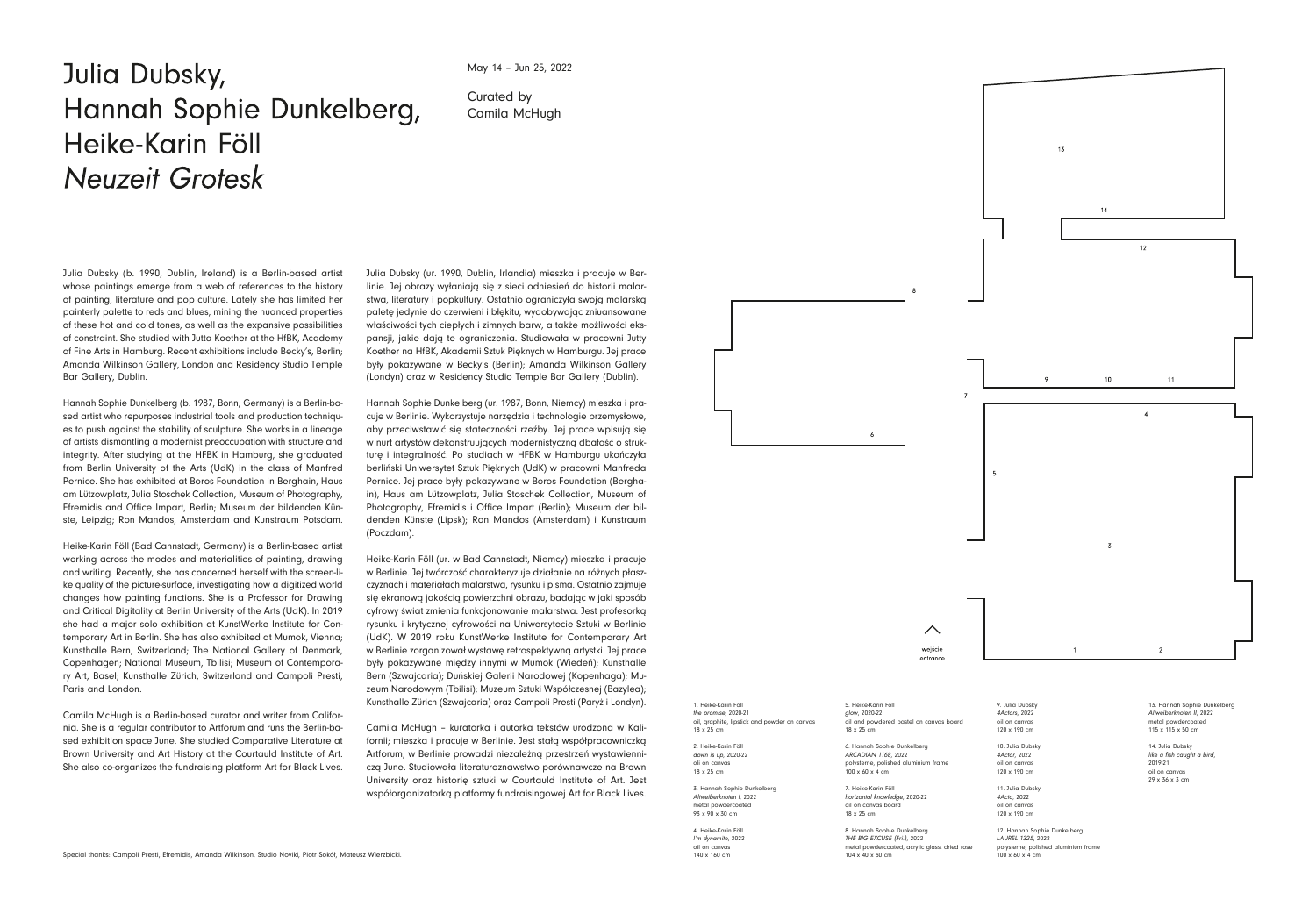# Julia Dubsky, Hannah Sophie Dunkelberg, Heike-Karin Föll *Neuzeit Grotesk*

May 14 – Jun 25, 2022

Curated by Camila McHugh

Julia Dubsky (b. 1990, Dublin, Ireland) is a Berlin-based artist whose paintings emerge from a web of references to the history of painting, literature and pop culture. Lately she has limited her painterly palette to reds and blues, mining the nuanced properties of these hot and cold tones, as well as the expansive possibilities of constraint. She studied with Jutta Koether at the HfBK, Academy of Fine Arts in Hamburg. Recent exhibitions include Becky's, Berlin; Amanda Wilkinson Gallery, London and Residency Studio Temple Bar Gallery, Dublin.

Hannah Sophie Dunkelberg (b. 1987, Bonn, Germany) is a Berlin-based artist who repurposes industrial tools and production techniques to push against the stability of sculpture. She works in a lineage of artists dismantling a modernist preoccupation with structure and integrity. After studying at the HFBK in Hamburg, she graduated from Berlin University of the Arts (UdK) in the class of Manfred Pernice. She has exhibited at Boros Foundation in Berghain, Haus am Lützowplatz, Julia Stoschek Collection, Museum of Photography, Efremidis and Office Impart, Berlin; Museum der bildenden Künste, Leipzig; Ron Mandos, Amsterdam and Kunstraum Potsdam.

Heike-Karin Föll (Bad Cannstadt, Germany) is a Berlin-based artist working across the modes and materialities of painting, drawing and writing. Recently, she has concerned herself with the screen-like quality of the picture-surface, investigating how a digitized world changes how painting functions. She is a Professor for Drawing and Critical Digitality at Berlin University of the Arts (UdK). In 2019 she had a major solo exhibition at KunstWerke Institute for Contemporary Art in Berlin. She has also exhibited at Mumok, Vienna; Kunsthalle Bern, Switzerland; The National Gallery of Denmark, Copenhagen; National Museum, Tbilisi; Museum of Contemporary Art, Basel; Kunsthalle Zürich, Switzerland and Campoli Presti, Paris and London.

Camila McHugh is a Berlin-based curator and writer from California. She is a regular contributor to Artforum and runs the Berlin-based exhibition space June. She studied Comparative Literature at Brown University and Art History at the Courtauld Institute of Art. She also co-organizes the fundraising platform Art for Black Lives.

Julia Dubsky (ur. 1990, Dublin, Irlandia) mieszka i pracuje w Berlinie. Jej obrazy wyłaniają się z sieci odniesień do historii malarstwa, literatury i popkultury. Ostatnio ograniczyła swoją malarską paletę jedynie do czerwieni i błękitu, wydobywając zniuansowane właściwości tych ciepłych i zimnych barw, a także możliwości ekspansji, jakie dają te ograniczenia. Studiowała w pracowni Jutty Koether na HfBK, Akademii Sztuk Pięknych w Hamburgu. Jej prace były pokazywane w Becky's (Berlin); Amanda Wilkinson Gallery (Londyn) oraz w Residency Studio Temple Bar Gallery (Dublin).

Hannah Sophie Dunkelberg (ur. 1987, Bonn, Niemcy) mieszka i pracuje w Berlinie. Wykorzystuje narzędzia i technologie przemysłowe, aby przeciwstawić się stateczności rzeźby. Jej prace wpisują się w nurt artystów dekonstruujących modernistyczną dbałość o strukturę i integralność. Po studiach w HFBK w Hamburgu ukończyła berliński Uniwersytet Sztuk Pięknych (UdK) w pracowni Manfreda Pernice. Jej prace były pokazywane w Boros Foundation (Berghain), Haus am Lützowplatz, Julia Stoschek Collection, Museum of Photography, Efremidis i Office Impart (Berlin); Museum der bildenden Künste (Lipsk); Ron Mandos (Amsterdam) i Kunstraum (Poczdam).

Heike-Karin Föll (ur. w Bad Cannstadt, Niemcy) mieszka i pracuje w Berlinie. Jej twórczość charakteryzuje działanie na różnych płaszczyznach i materiałach malarstwa, rysunku i pisma. Ostatnio zajmuje się ekranową jakością powierzchni obrazu, badając w jaki sposób cyfrowy świat zmienia funkcjonowanie malarstwa. Jest profesorką rysunku i krytycznej cyfrowości na Uniwersytecie Sztuki w Berlinie (UdK). W 2019 roku KunstWerke Institute for Contemporary Art w Berlinie zorganizował wystawę retrospektywną artystki. Jej prace były pokazywane między innymi w Mumok (Wiedeń); Kunsthalle Bern (Szwajcaria); Duńskiej Galerii Narodowej (Kopenhaga); Muzeum Narodowym (Tbilisi); Muzeum Sztuki Współczesnej (Bazylea); Kunsthalle Zürich (Szwajcaria) oraz Campoli Presti (Paryż i Londyn).

Camila McHugh – kuratorka i autorka tekstów urodzona w Kalifornii; mieszka i pracuje w Berlinie. Jest stałą współpracowniczką Artforum, w Berlinie prowadzi niezależną przestrzeń wystawienniczą June. Studiowała literaturoznawstwo porównawcze na Brown University oraz historię sztuki w Courtauld Institute of Art. Jest współorganizatorką platformy fundraisingowej Art for Black Lives.

13
14
12
8
9
10
11
7
4
6
5
3
wejście
entrance
1
2

1. Heike-Karin Föll
*the promise*, 2020-21
oil, graphite, lipstick and powder on canvas
18 x 25 cm

2. Heike-Karin Föll
*dawn is up*, 2020-22
oil on canvas
18 x 25 cm

3. Hannah Sophie Dunkelberg
*Altweiberknoten I*, 2022
metal powdercoated
93 x 90 x 30 cm

4. Heike-Karin Föll
*I'm dynamite*, 2022
oil on canvas
140 x 160 cm

5. Heike-Karin Föll
*glow*, 2020-22
oil and powdered pastel on canvas board
18 x 25 cm

6. Hannah Sophie Dunkelberg
*ARCADIAN 1168*, 2022
polysterne, polished aluminium frame
100 x 60 x 4 cm

7. Heike-Karin Föll
*horizontal knowledge*, 2020-22
oil on canvas board
18 x 25 cm

8. Hannah Sophie Dunkelberg
*THE BIG EXCUSE (Fri.)*, 2022
metal powdercoated, acrylic glass, dried rose
104 x 40 x 30 cm

9. Julia Dubsky
*4Actors*, 2022
oil on canvas
120 x 190 cm

10. Julia Dubsky
*4Actor*, 2022
oil on canvas
120 x 190 cm

11. Julia Dubsky
*4Acts*, 2022
oil on canvas
120 x 190 cm

12. Hannah Sophie Dunkelberg
*LAUREL 1325*, 2022
polysterne, polished aluminium frame
100 x 60 x 4 cm

13. Hannah Sophie Dunkelberg
*Altweiberknoten II*, 2022
metal powdercoated
115 x 115 x 50 cm

14. Julia Dubsky
*like a fish caught a bird*, 2019-21
oil on canvas
29 x 36 x 3 cm

Special thanks: Campoli Presti, Efremidis, Amanda Wilkinson, Studio Noviki, Piotr Sokół, Mateusz Wierzbicki.